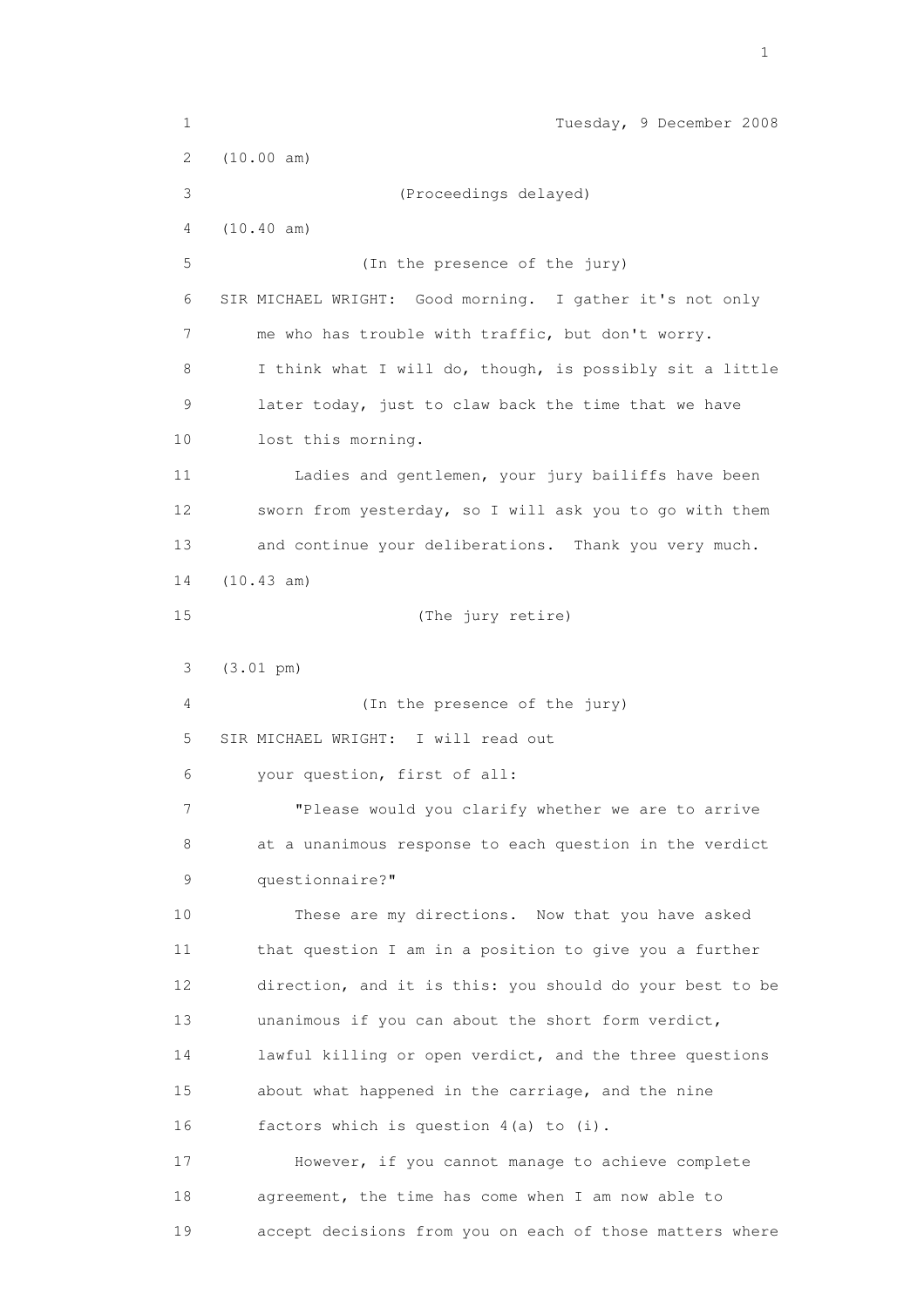Tuesday, 9 December 2008

(10.00 am)

(Proceedings delayed)

(10.40 am)

(In the presence of the jury)

SIR MICHAEL WRIGHT: Good morning. I gather it's not only me who has trouble with traffic, but don't worry. I think what I will do, though, is possibly sit a little later today, just to claw back the time that we have lost this morning.

Ladies and gentlemen, your jury bailiffs have been sworn from yesterday, so I will ask you to go with them and continue your deliberations. Thank you very much.

(10.43 am)

(The jury retire)

(3.01 pm)

(In the presence of the jury)

SIR MICHAEL WRIGHT: I will read out your question, first of all:

"Please would you clarify whether we are to arrive at a unanimous response to each question in the verdict questionnaire?"

These are my directions. Now that you have asked that question I am in a position to give you a further direction, and it is this: you should do your best to be unanimous if you can about the short form verdict, lawful killing or open verdict, and the three questions about what happened in the carriage, and the nine factors which is question 4(a) to (i).

However, if you cannot manage to achieve complete agreement, the time has come when I am now able to accept decisions from you on each of those matters where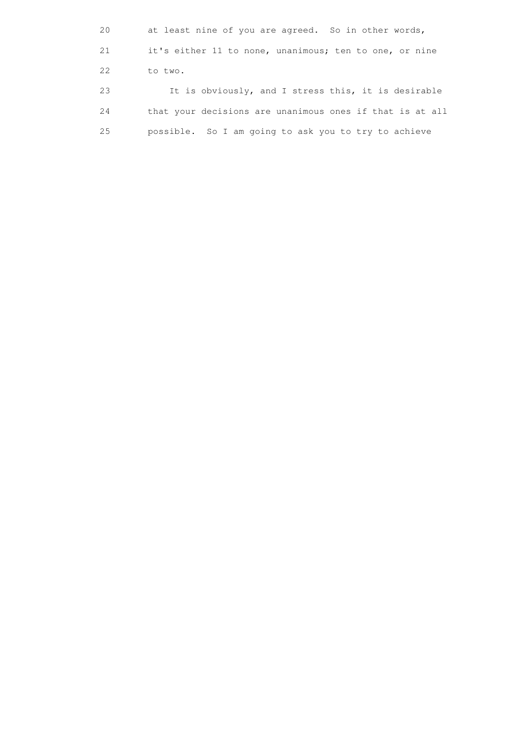20 at least nine of you are agreed. So in other words,

21 it's either 11 to none, unanimous; ten to one, or nine

22 to two.

23 It is obviously, and I stress this, it is desirable

24 that your decisions are unanimous ones if that is at all

25 possible. So I am going to ask you to try to achieve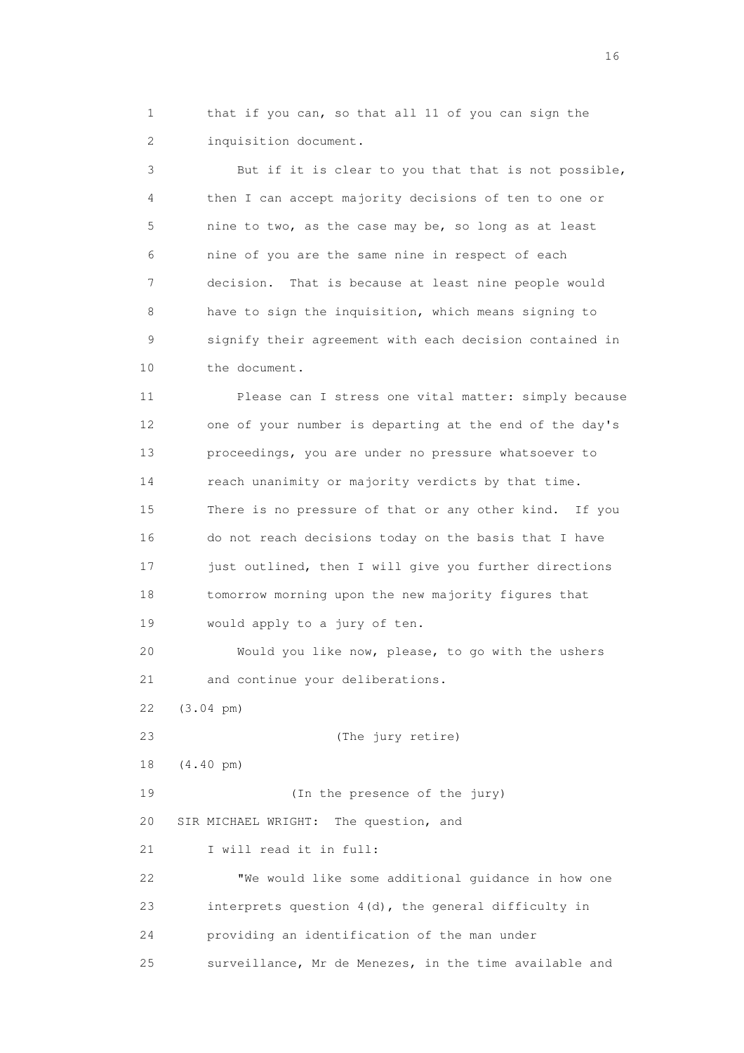that if you can, so that all 11 of you can sign the inquisition document.

But if it is clear to you that that is not possible, then I can accept majority decisions of ten to one or nine to two, as the case may be, so long as at least nine of you are the same nine in respect of each decision. That is because at least nine people would have to sign the inquisition, which means signing to signify their agreement with each decision contained in the document.

Please can I stress one vital matter: simply because one of your number is departing at the end of the day's proceedings, you are under no pressure whatsoever to reach unanimity or majority verdicts by that time. There is no pressure of that or any other kind. If you do not reach decisions today on the basis that I have just outlined, then I will give you further directions tomorrow morning upon the new majority figures that would apply to a jury of ten.

Would you like now, please, to go with the ushers and continue your deliberations.

(3.04 pm)

(The jury retire)

(4.40 pm)

(In the presence of the jury)

SIR MICHAEL WRIGHT: The question, and I will read it in full:

"We would like some additional guidance in how one interprets question 4(d), the general difficulty in providing an identification of the man under surveillance, Mr de Menezes, in the time available and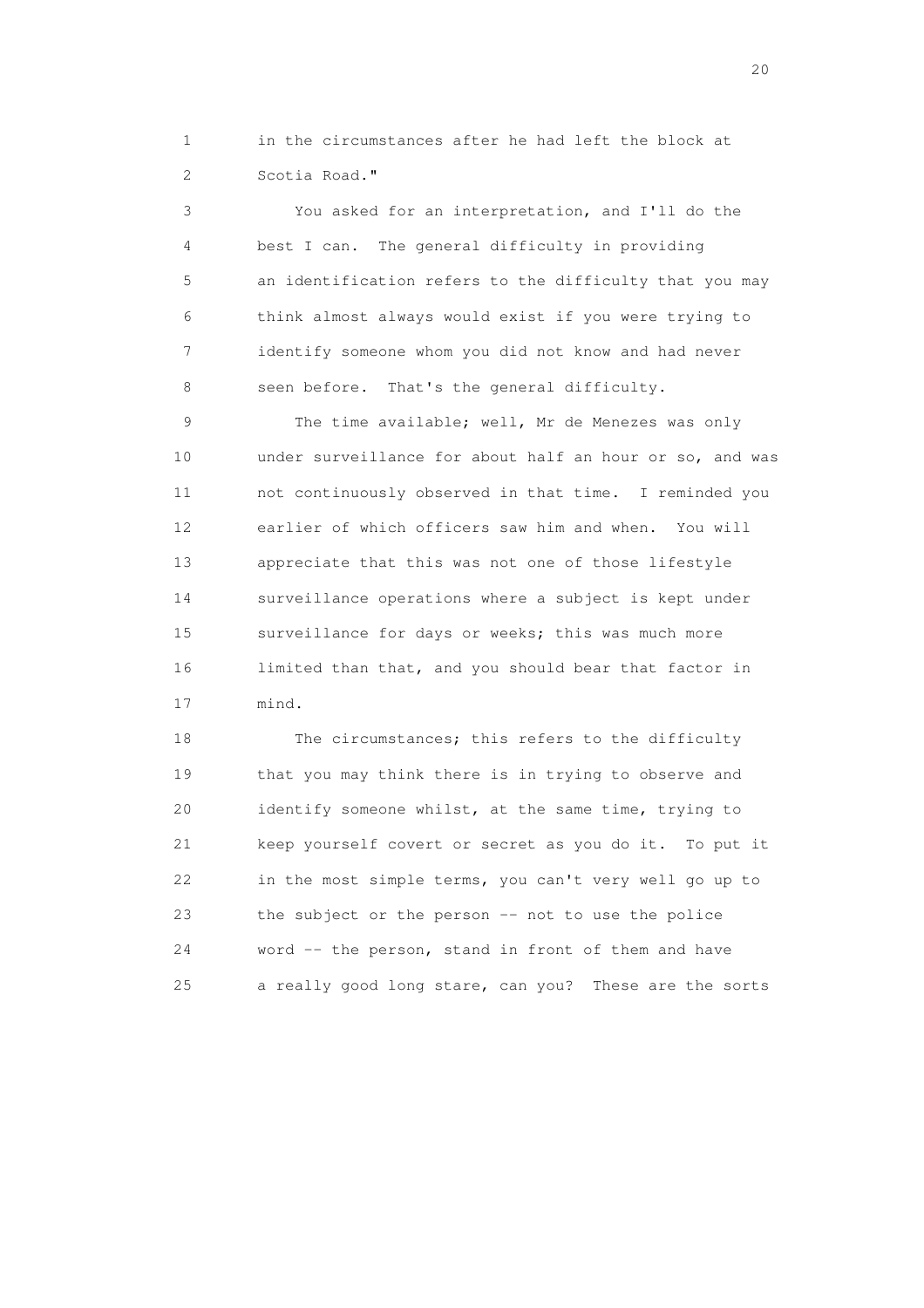1 in the circumstances after he had left the block at
2 Scotia Road."

3 You asked for an interpretation, and I'll do the
4 best I can. The general difficulty in providing
5 an identification refers to the difficulty that you may
6 think almost always would exist if you were trying to
7 identify someone whom you did not know and had never
8 seen before. That's the general difficulty.

9 The time available; well, Mr de Menezes was only
10 under surveillance for about half an hour or so, and was
11 not continuously observed in that time. I reminded you
12 earlier of which officers saw him and when. You will
13 appreciate that this was not one of those lifestyle
14 surveillance operations where a subject is kept under
15 surveillance for days or weeks; this was much more
16 limited than that, and you should bear that factor in
17 mind.

18 The circumstances; this refers to the difficulty
19 that you may think there is in trying to observe and
20 identify someone whilst, at the same time, trying to
21 keep yourself covert or secret as you do it. To put it
22 in the most simple terms, you can't very well go up to
23 the subject or the person -- not to use the police
24 word -- the person, stand in front of them and have
25 a really good long stare, can you? These are the sorts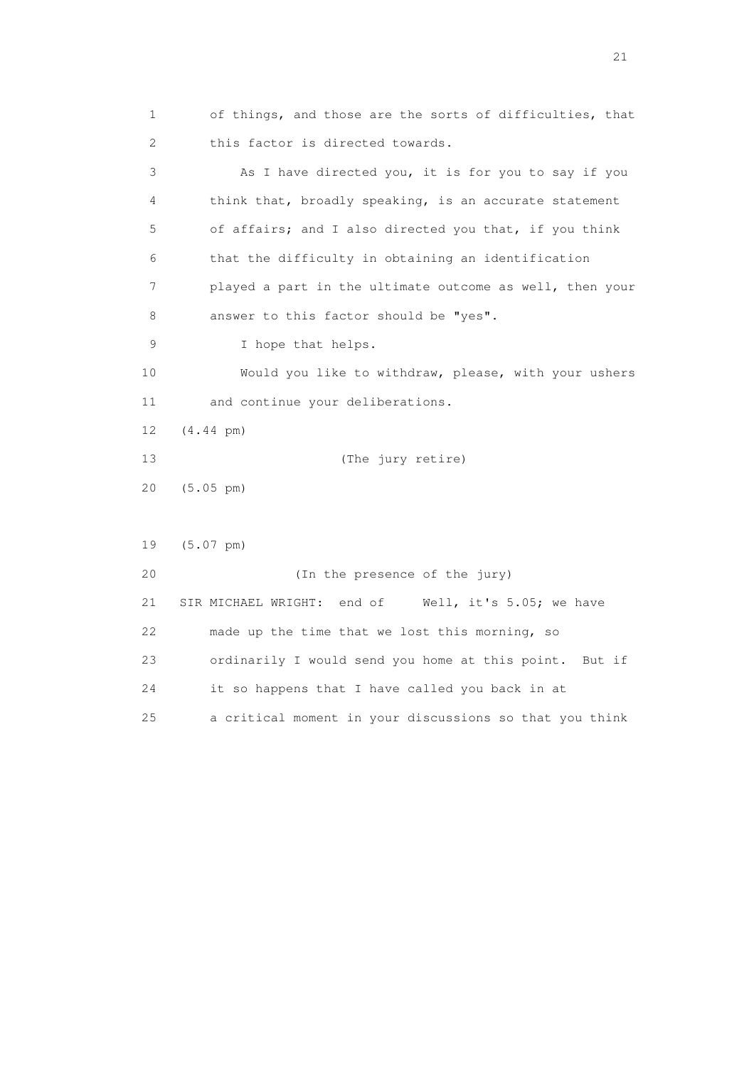1 of things, and those are the sorts of difficulties, that
2 this factor is directed towards.

3 As I have directed you, it is for you to say if you
4 think that, broadly speaking, is an accurate statement
5 of affairs; and I also directed you that, if you think
6 that the difficulty in obtaining an identification
7 played a part in the ultimate outcome as well, then your
8 answer to this factor should be "yes".

9 I hope that helps.

10 Would you like to withdraw, please, with your ushers
11 and continue your deliberations.

12 (4.44 pm)

13 (The jury retire)

20 (5.05 pm)

19 (5.07 pm)

20 (In the presence of the jury)

21 SIR MICHAEL WRIGHT: end of Well, it's 5.05; we have
22 made up the time that we lost this morning, so
23 ordinarily I would send you home at this point. But if
24 it so happens that I have called you back in at
25 a critical moment in your discussions so that you think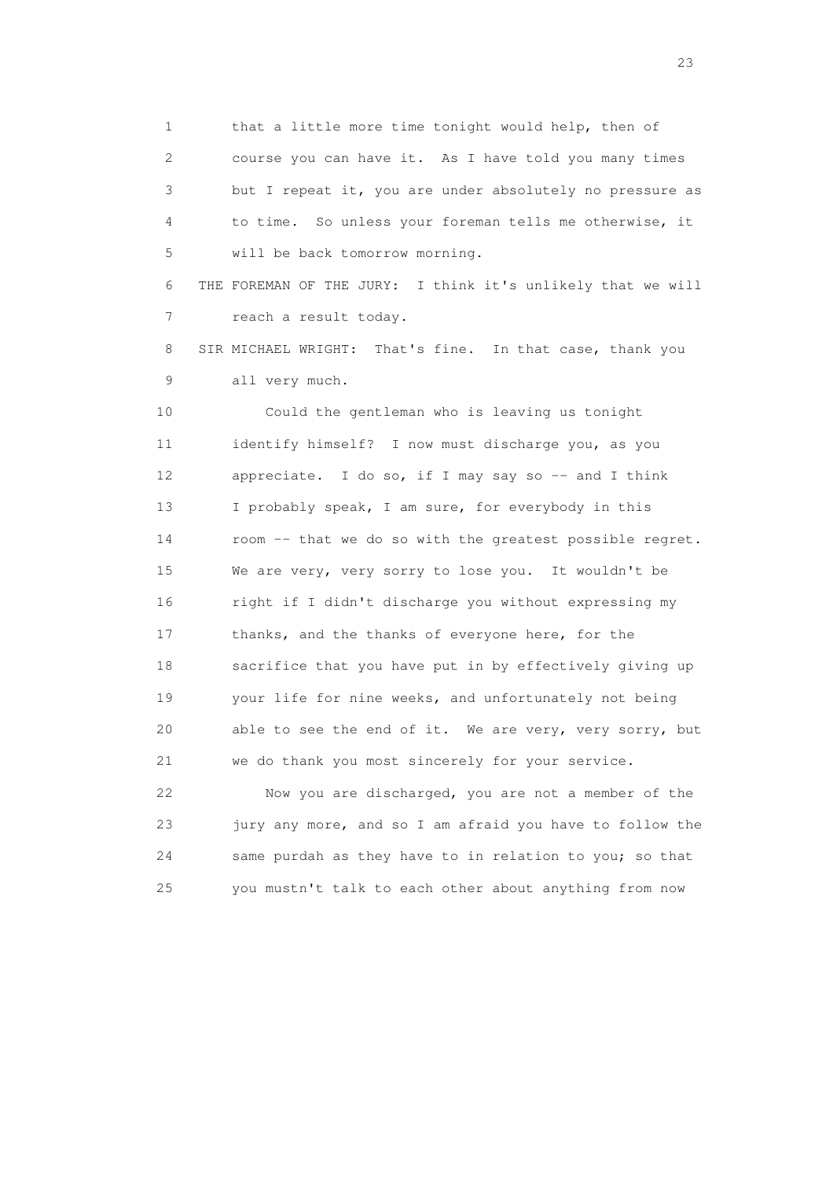1 that a little more time tonight would help, then of
2 course you can have it. As I have told you many times
3 but I repeat it, you are under absolutely no pressure as
4 to time. So unless your foreman tells me otherwise, it
5 will be back tomorrow morning.

6 THE FOREMAN OF THE JURY: I think it's unlikely that we will
7 reach a result today.

8 SIR MICHAEL WRIGHT: That's fine. In that case, thank you
9 all very much.

10 Could the gentleman who is leaving us tonight
11 identify himself? I now must discharge you, as you
12 appreciate. I do so, if I may say so -- and I think
13 I probably speak, I am sure, for everybody in this
14 room -- that we do so with the greatest possible regret.
15 We are very, very sorry to lose you. It wouldn't be
16 right if I didn't discharge you without expressing my
17 thanks, and the thanks of everyone here, for the
18 sacrifice that you have put in by effectively giving up
19 your life for nine weeks, and unfortunately not being
20 able to see the end of it. We are very, very sorry, but
21 we do thank you most sincerely for your service.

22 Now you are discharged, you are not a member of the
23 jury any more, and so I am afraid you have to follow the
24 same purdah as they have to in relation to you; so that
25 you mustn't talk to each other about anything from now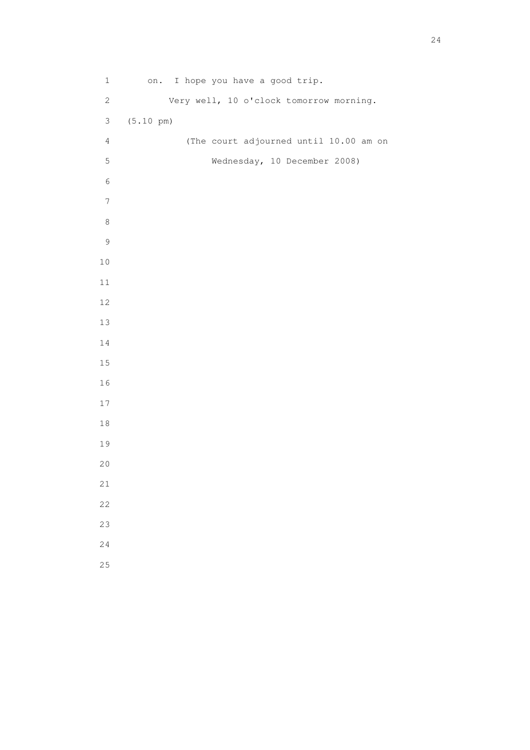on. I hope you have a good trip.

Very well, 10 o'clock tomorrow morning.

(5.10 pm)

(The court adjourned until 10.00 am on

Wednesday, 10 December 2008)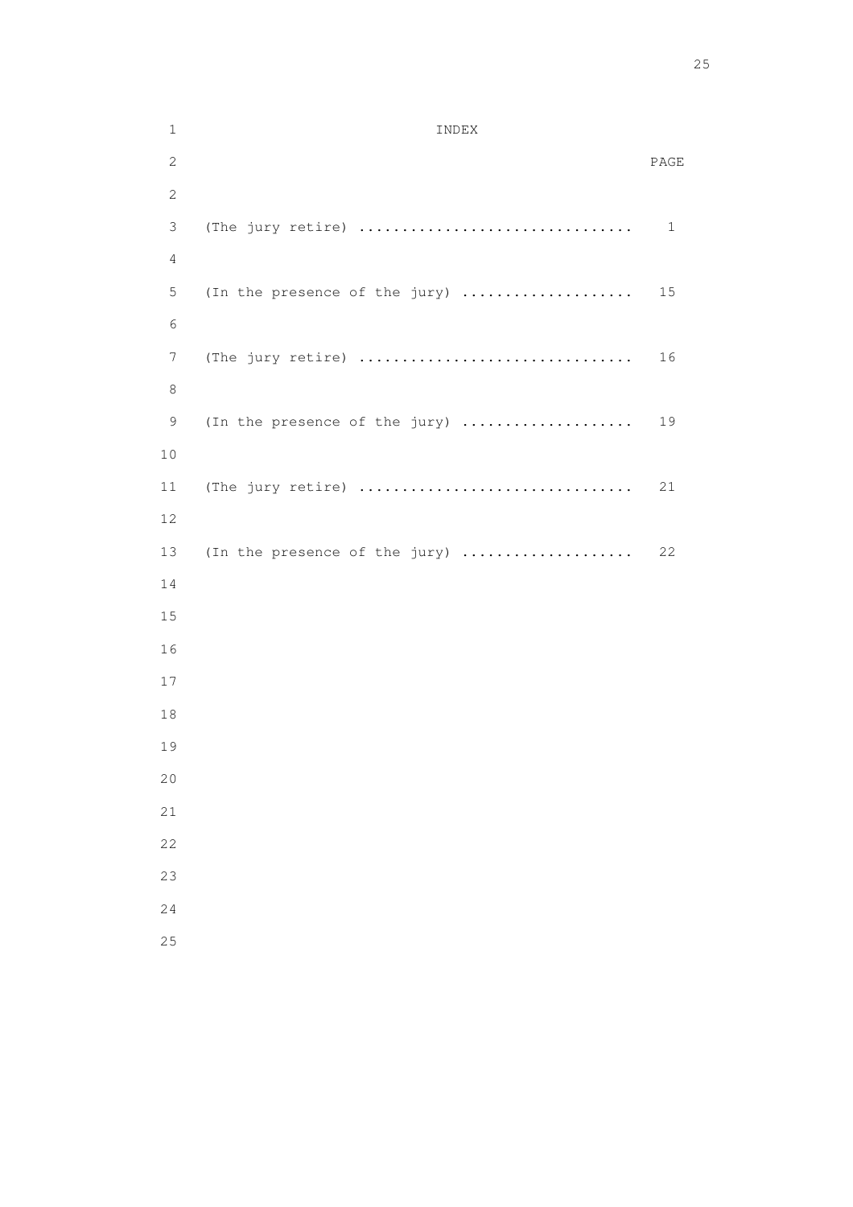# INDEX

| | PAGE |
|---|---|
| (The jury retire) | 1 |
| (In the presence of the jury) | 15 |
| (The jury retire) | 16 |
| (In the presence of the jury) | 19 |
| (The jury retire) | 21 |
| (In the presence of the jury) | 22 |